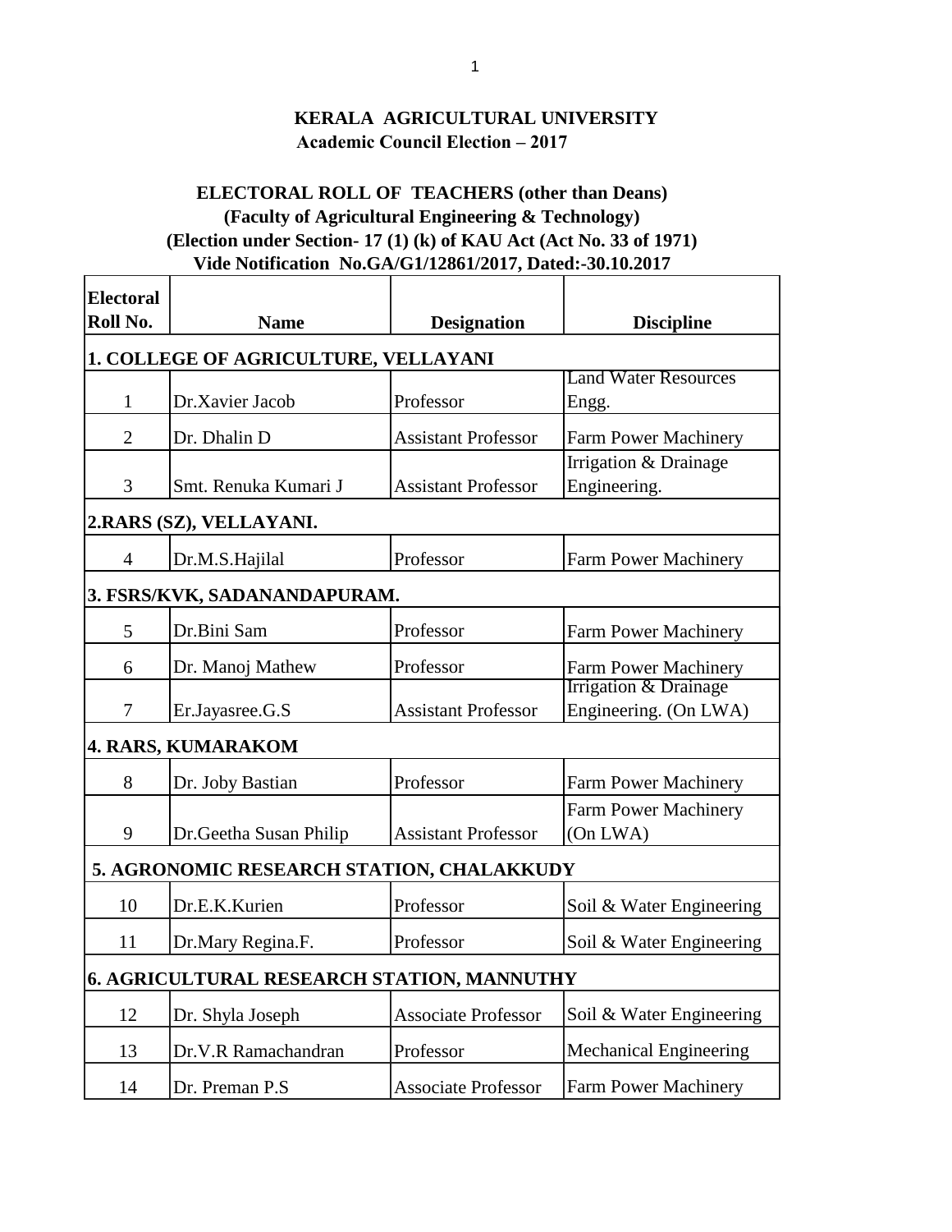# KERALA AGRICULTURAL UNIVERSITY
## Academic Council Election – 2017

### ELECTORAL ROLL OF TEACHERS (other than Deans)
### (Faculty of Agricultural Engineering & Technology)
### (Election under Section- 17 (1) (k) of KAU Act (Act No. 33 of 1971)
### Vide Notification No.GA/G1/12861/2017, Dated:-30.10.2017

| Electoral Roll No. | Name | Designation | Discipline |
|---|---|---|---|
| **1. COLLEGE OF AGRICULTURE, VELLAYANI** | | | |
| 1 | Dr.Xavier Jacob | Professor | Land Water Resources Engg. |
| 2 | Dr. Dhalin D | Assistant Professor | Farm Power Machinery |
| 3 | Smt. Renuka Kumari J | Assistant Professor | Irrigation & Drainage Engineering. |
| **2.RARS (SZ), VELLAYANI.** | | | |
| 4 | Dr.M.S.Hajilal | Professor | Farm Power Machinery |
| **3. FSRS/KVK, SADANANDAPURAM.** | | | |
| 5 | Dr.Bini Sam | Professor | Farm Power Machinery |
| 6 | Dr. Manoj Mathew | Professor | Farm Power Machinery |
| 7 | Er.Jayasree.G.S | Assistant Professor | Irrigation & Drainage Engineering. (On LWA) |
| **4. RARS, KUMARAKOM** | | | |
| 8 | Dr. Joby Bastian | Professor | Farm Power Machinery |
| 9 | Dr.Geetha Susan Philip | Assistant Professor | Farm Power Machinery (On LWA) |
| **5. AGRONOMIC RESEARCH STATION, CHALAKKUDY** | | | |
| 10 | Dr.E.K.Kurien | Professor | Soil & Water Engineering |
| 11 | Dr.Mary Regina.F. | Professor | Soil & Water Engineering |
| **6. AGRICULTURAL RESEARCH STATION, MANNUTHY** | | | |
| 12 | Dr. Shyla Joseph | Associate Professor | Soil & Water Engineering |
| 13 | Dr.V.R Ramachandran | Professor | Mechanical Engineering |
| 14 | Dr. Preman P.S | Associate Professor | Farm Power Machinery |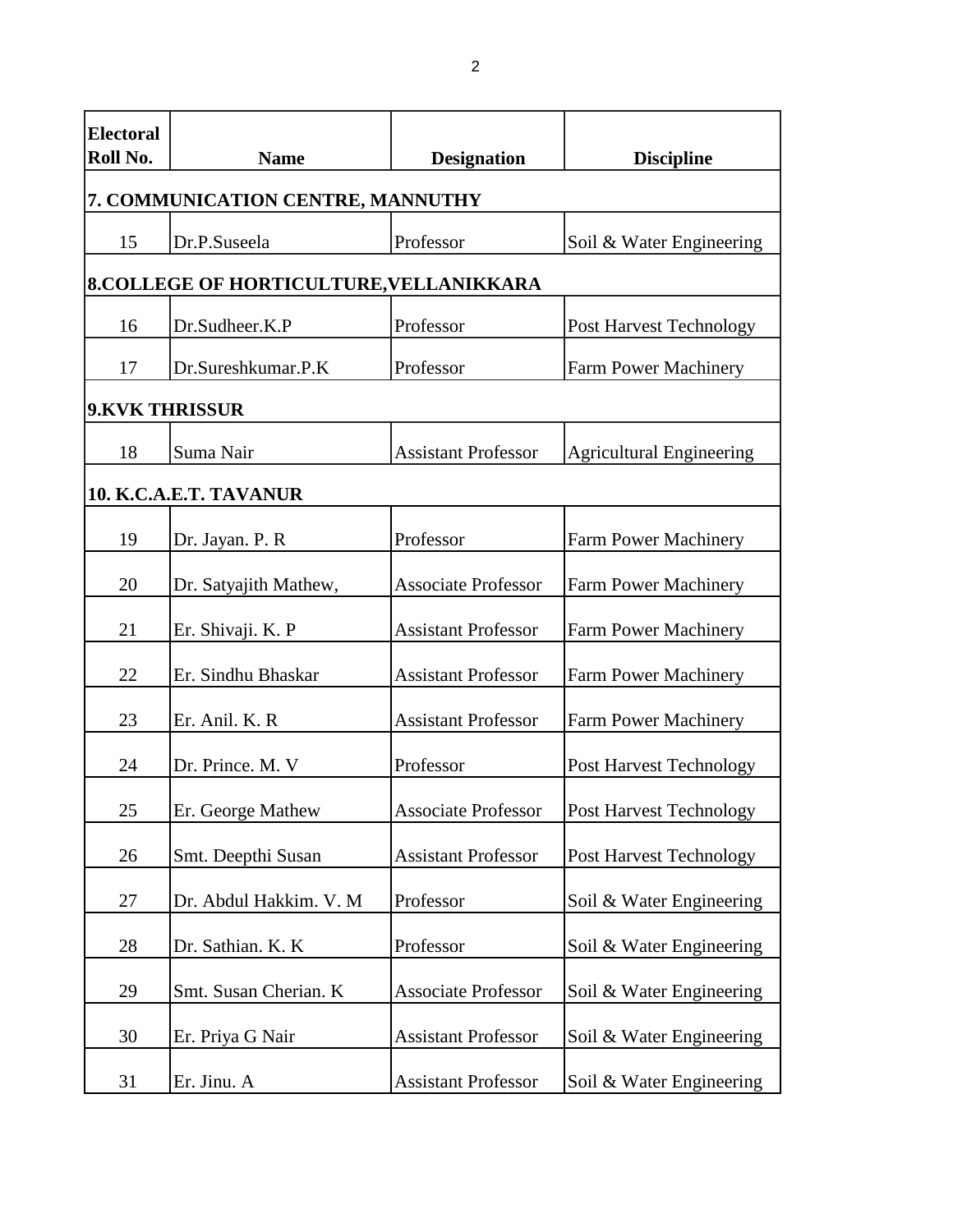| Electoral Roll No. | Name | Designation | Discipline |
|---|---|---|---|
| **7. COMMUNICATION CENTRE, MANNUTHY** | | | |
| 15 | Dr.P.Suseela | Professor | Soil & Water Engineering |
| **8.COLLEGE OF HORTICULTURE,VELLANIKKARA** | | | |
| 16 | Dr.Sudheer.K.P | Professor | Post Harvest Technology |
| 17 | Dr.Sureshkumar.P.K | Professor | Farm Power Machinery |
| **9.KVK THRISSUR** | | | |
| 18 | Suma Nair | Assistant Professor | Agricultural Engineering |
| **10. K.C.A.E.T. TAVANUR** | | | |
| 19 | Dr. Jayan. P. R | Professor | Farm Power Machinery |
| 20 | Dr. Satyajith Mathew, | Associate Professor | Farm Power Machinery |
| 21 | Er. Shivaji. K. P | Assistant Professor | Farm Power Machinery |
| 22 | Er. Sindhu Bhaskar | Assistant Professor | Farm Power Machinery |
| 23 | Er. Anil. K. R | Assistant Professor | Farm Power Machinery |
| 24 | Dr. Prince. M. V | Professor | Post Harvest Technology |
| 25 | Er. George Mathew | Associate Professor | Post Harvest Technology |
| 26 | Smt. Deepthi Susan | Assistant Professor | Post Harvest Technology |
| 27 | Dr. Abdul Hakkim. V. M | Professor | Soil & Water Engineering |
| 28 | Dr. Sathian. K. K | Professor | Soil & Water Engineering |
| 29 | Smt. Susan Cherian. K | Associate Professor | Soil & Water Engineering |
| 30 | Er. Priya G Nair | Assistant Professor | Soil & Water Engineering |
| 31 | Er. Jinu. A | Assistant Professor | Soil & Water Engineering |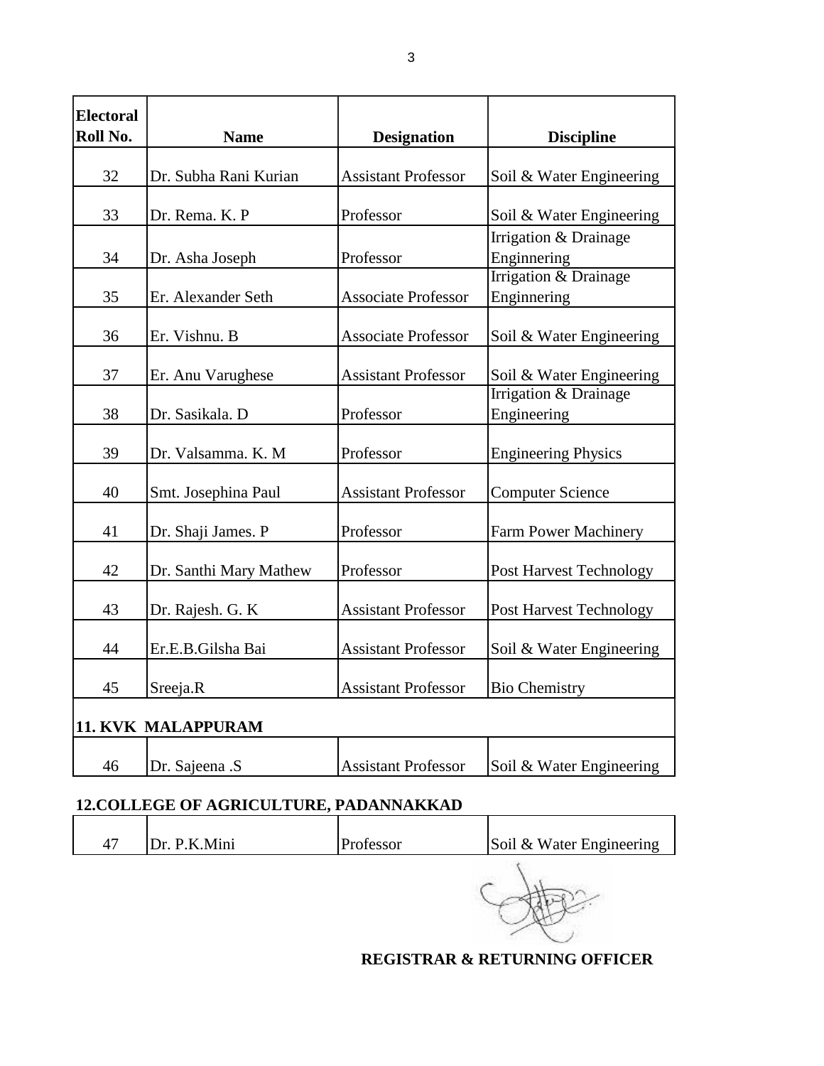| Electoral Roll No. | Name | Designation | Discipline |
|---|---|---|---|
| 32 | Dr. Subha Rani Kurian | Assistant Professor | Soil & Water Engineering |
| 33 | Dr. Rema. K. P | Professor | Soil & Water Engineering |
| 34 | Dr. Asha Joseph | Professor | Irrigation & Drainage Enginnering |
| 35 | Er. Alexander Seth | Associate Professor | Irrigation & Drainage Enginnering |
| 36 | Er. Vishnu. B | Associate Professor | Soil & Water Engineering |
| 37 | Er. Anu Varughese | Assistant Professor | Soil & Water Engineering |
| 38 | Dr. Sasikala. D | Professor | Irrigation & Drainage Engineering |
| 39 | Dr. Valsamma. K. M | Professor | Engineering Physics |
| 40 | Smt. Josephina Paul | Assistant Professor | Computer Science |
| 41 | Dr. Shaji James. P | Professor | Farm Power Machinery |
| 42 | Dr. Santhi Mary Mathew | Professor | Post Harvest Technology |
| 43 | Dr. Rajesh. G. K | Assistant Professor | Post Harvest Technology |
| 44 | Er.E.B.Gilsha Bai | Assistant Professor | Soil & Water Engineering |
| 45 | Sreeja.R | Assistant Professor | Bio Chemistry |
| **11. KVK MALAPPURAM** | | | |
| 46 | Dr. Sajeena .S | Assistant Professor | Soil & Water Engineering |

**12.COLLEGE OF AGRICULTURE, PADANNAKKAD**

| | | | |
|---|---|---|---|
| 47 | Dr. P.K.Mini | Professor | Soil & Water Engineering |

**REGISTRAR & RETURNING OFFICER**